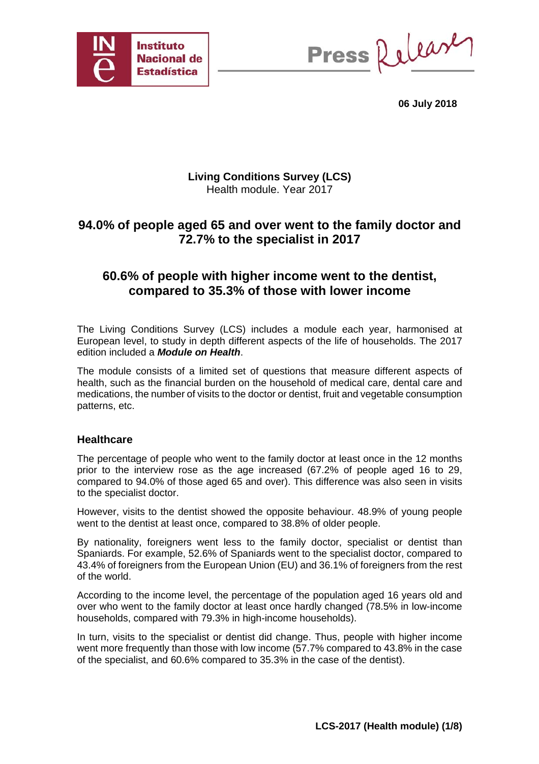06 July 2018

**Living Conditions Survey (LCS)**
Health module. Year 2017

# 94.0% of people aged 65 and over went to the family doctor and 72.7% to the specialist in 2017

## 60.6% of people with higher income went to the dentist, compared to 35.3% of those with lower income

The Living Conditions Survey (LCS) includes a module each year, harmonised at European level, to study in depth different aspects of the life of households. The 2017 edition included a ***Module on Health***.

The module consists of a limited set of questions that measure different aspects of health, such as the financial burden on the household of medical care, dental care and medications, the number of visits to the doctor or dentist, fruit and vegetable consumption patterns, etc.

### Healthcare

The percentage of people who went to the family doctor at least once in the 12 months prior to the interview rose as the age increased (67.2% of people aged 16 to 29, compared to 94.0% of those aged 65 and over). This difference was also seen in visits to the specialist doctor.

However, visits to the dentist showed the opposite behaviour. 48.9% of young people went to the dentist at least once, compared to 38.8% of older people.

By nationality, foreigners went less to the family doctor, specialist or dentist than Spaniards. For example, 52.6% of Spaniards went to the specialist doctor, compared to 43.4% of foreigners from the European Union (EU) and 36.1% of foreigners from the rest of the world.

According to the income level, the percentage of the population aged 16 years old and over who went to the family doctor at least once hardly changed (78.5% in low-income households, compared with 79.3% in high-income households).

In turn, visits to the specialist or dentist did change. Thus, people with higher income went more frequently than those with low income (57.7% compared to 43.8% in the case of the specialist, and 60.6% compared to 35.3% in the case of the dentist).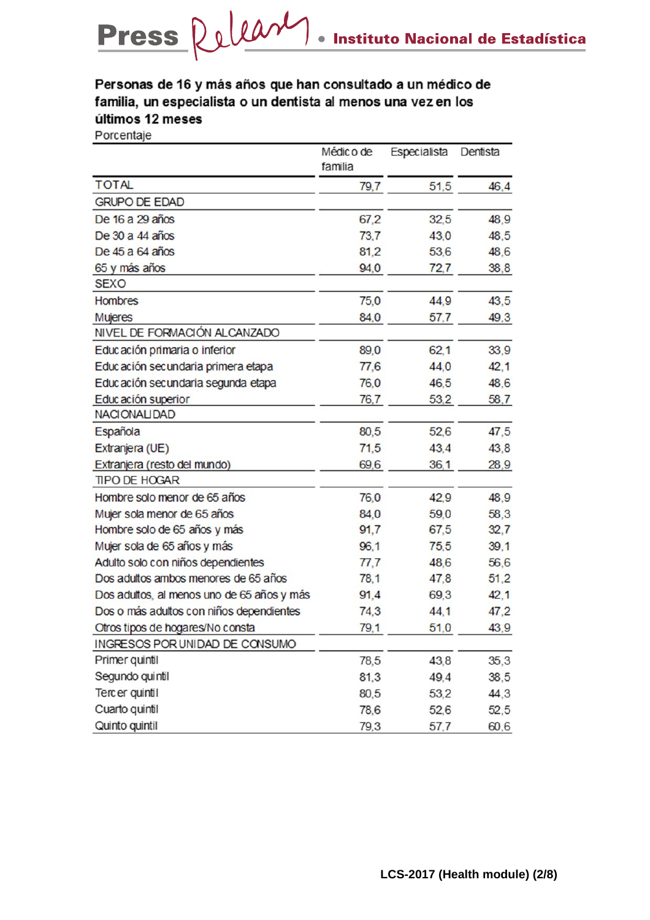**Personas de 16 y más años que han consultado a un médico de familia, un especialista o un dentista al menos una vez en los últimos 12 meses**

Porcentaje

| | Médico de familia | Especialista | Dentista |
|---|---|---|---|
| TOTAL | 79,7 | 51,5 | 46,4 |
| GRUPO DE EDAD | | | |
| De 16 a 29 años | 67,2 | 32,5 | 48,9 |
| De 30 a 44 años | 73,7 | 43,0 | 48,5 |
| De 45 a 64 años | 81,2 | 53,6 | 48,6 |
| 65 y más años | 94,0 | 72,7 | 38,8 |
| SEXO | | | |
| Hombres | 75,0 | 44,9 | 43,5 |
| Mujeres | 84,0 | 57,7 | 49,3 |
| NIVEL DE FORMACIÓN ALCANZADO | | | |
| Educación primaria o inferior | 89,0 | 62,1 | 33,9 |
| Educación secundaria primera etapa | 77,6 | 44,0 | 42,1 |
| Educación secundaria segunda etapa | 76,0 | 46,5 | 48,6 |
| Educación superior | 76,7 | 53,2 | 58,7 |
| NACIONALIDAD | | | |
| Española | 80,5 | 52,6 | 47,5 |
| Extranjera (UE) | 71,5 | 43,4 | 43,8 |
| Extranjera (resto del mundo) | 69,6 | 36,1 | 28,9 |
| TIPO DE HOGAR | | | |
| Hombre solo menor de 65 años | 76,0 | 42,9 | 48,9 |
| Mujer sola menor de 65 años | 84,0 | 59,0 | 58,3 |
| Hombre solo de 65 años y más | 91,7 | 67,5 | 32,7 |
| Mujer sola de 65 años y más | 96,1 | 75,5 | 39,1 |
| Adulto solo con niños dependientes | 77,7 | 48,6 | 56,6 |
| Dos adultos ambos menores de 65 años | 78,1 | 47,8 | 51,2 |
| Dos adultos, al menos uno de 65 años y más | 91,4 | 69,3 | 42,1 |
| Dos o más adultos con niños dependientes | 74,3 | 44,1 | 47,2 |
| Otros tipos de hogares/No consta | 79,1 | 51,0 | 43,9 |
| INGRESOS POR UNIDAD DE CONSUMO | | | |
| Primer quintil | 78,5 | 43,8 | 35,3 |
| Segundo quintil | 81,3 | 49,4 | 38,5 |
| Tercer quintil | 80,5 | 53,2 | 44,3 |
| Cuarto quintil | 78,6 | 52,6 | 52,5 |
| Quinto quintil | 79,3 | 57,7 | 60,6 |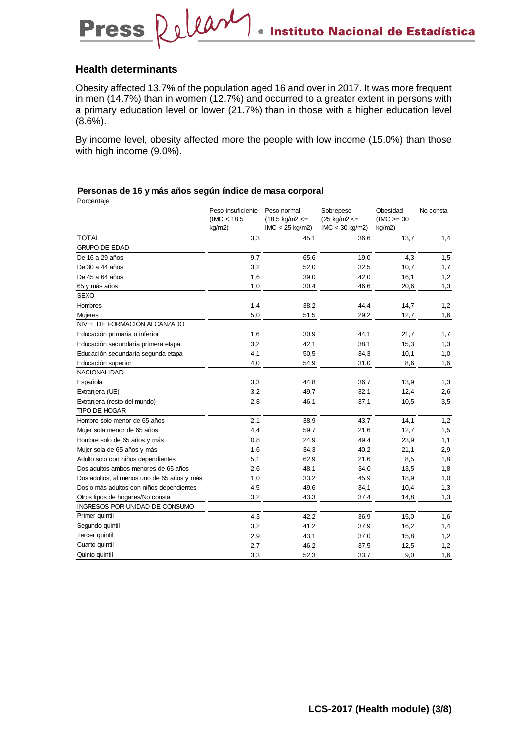## Health determinants

Obesity affected 13.7% of the population aged 16 and over in 2017. It was more frequent in men (14.7%) than in women (12.7%) and occurred to a greater extent in persons with a primary education level or lower (21.7%) than in those with a higher education level (8.6%).

By income level, obesity affected more the people with low income (15.0%) than those with high income (9.0%).

**Personas de 16 y más años según índice de masa corporal**

Porcentaje

| | Peso insuficiente (IMC < 18,5 kg/m2) | Peso normal (18,5 kg/m2 <= IMC < 25 kg/m2) | Sobrepeso (25 kg/m2 <= IMC < 30 kg/m2) | Obesidad (IMC >= 30 kg/m2) | No consta |
|---|---|---|---|---|---|
| TOTAL | 3,3 | 45,1 | 36,6 | 13,7 | 1,4 |
| GRUPO DE EDAD | | | | | |
| De 16 a 29 años | 9,7 | 65,6 | 19,0 | 4,3 | 1,5 |
| De 30 a 44 años | 3,2 | 52,0 | 32,5 | 10,7 | 1,7 |
| De 45 a 64 años | 1,6 | 39,0 | 42,0 | 16,1 | 1,2 |
| 65 y más años | 1,0 | 30,4 | 46,6 | 20,6 | 1,3 |
| SEXO | | | | | |
| Hombres | 1,4 | 38,2 | 44,4 | 14,7 | 1,2 |
| Mujeres | 5,0 | 51,5 | 29,2 | 12,7 | 1,6 |
| NIVEL DE FORMACIÓN ALCANZADO | | | | | |
| Educación primaria o inferior | 1,6 | 30,9 | 44,1 | 21,7 | 1,7 |
| Educación secundaria primera etapa | 3,2 | 42,1 | 38,1 | 15,3 | 1,3 |
| Educación secundaria segunda etapa | 4,1 | 50,5 | 34,3 | 10,1 | 1,0 |
| Educación superior | 4,0 | 54,9 | 31,0 | 8,6 | 1,6 |
| NACIONALIDAD | | | | | |
| Española | 3,3 | 44,8 | 36,7 | 13,9 | 1,3 |
| Extranjera (UE) | 3,2 | 49,7 | 32,1 | 12,4 | 2,6 |
| Extranjera (resto del mundo) | 2,8 | 46,1 | 37,1 | 10,5 | 3,5 |
| TIPO DE HOGAR | | | | | |
| Hombre solo menor de 65 años | 2,1 | 38,9 | 43,7 | 14,1 | 1,2 |
| Mujer sola menor de 65 años | 4,4 | 59,7 | 21,6 | 12,7 | 1,5 |
| Hombre solo de 65 años y más | 0,8 | 24,9 | 49,4 | 23,9 | 1,1 |
| Mujer sola de 65 años y más | 1,6 | 34,3 | 40,2 | 21,1 | 2,9 |
| Adulto solo con niños dependientes | 5,1 | 62,9 | 21,6 | 8,5 | 1,8 |
| Dos adultos ambos menores de 65 años | 2,6 | 48,1 | 34,0 | 13,5 | 1,8 |
| Dos adultos, al menos uno de 65 años y más | 1,0 | 33,2 | 45,9 | 18,9 | 1,0 |
| Dos o más adultos con niños dependientes | 4,5 | 49,6 | 34,1 | 10,4 | 1,3 |
| Otros tipos de hogares/No consta | 3,2 | 43,3 | 37,4 | 14,8 | 1,3 |
| INGRESOS POR UNIDAD DE CONSUMO | | | | | |
| Primer quintil | 4,3 | 42,2 | 36,9 | 15,0 | 1,6 |
| Segundo quintil | 3,2 | 41,2 | 37,9 | 16,2 | 1,4 |
| Tercer quintil | 2,9 | 43,1 | 37,0 | 15,8 | 1,2 |
| Cuarto quintil | 2,7 | 46,2 | 37,5 | 12,5 | 1,2 |
| Quinto quintil | 3,3 | 52,3 | 33,7 | 9,0 | 1,6 |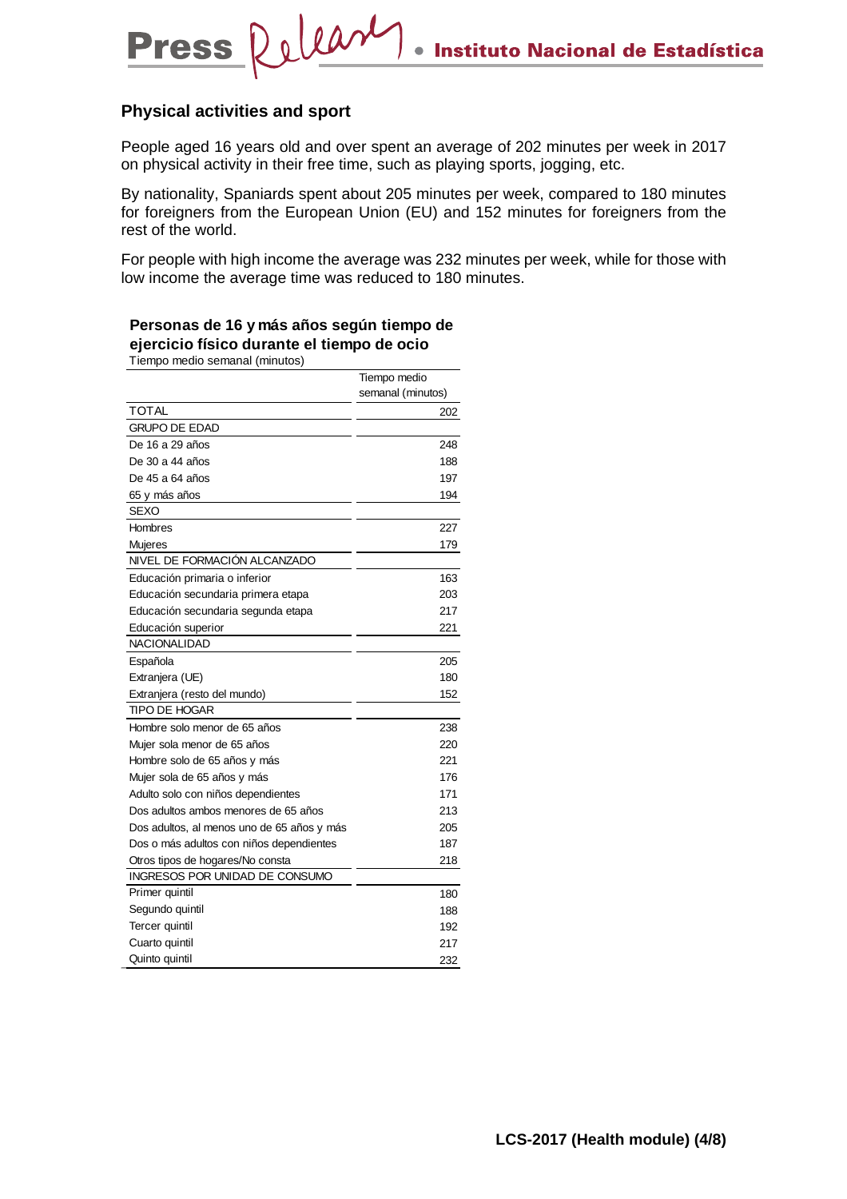## Physical activities and sport

People aged 16 years old and over spent an average of 202 minutes per week in 2017 on physical activity in their free time, such as playing sports, jogging, etc.

By nationality, Spaniards spent about 205 minutes per week, compared to 180 minutes for foreigners from the European Union (EU) and 152 minutes for foreigners from the rest of the world.

For people with high income the average was 232 minutes per week, while for those with low income the average time was reduced to 180 minutes.

**Personas de 16 y más años según tiempo de ejercicio físico durante el tiempo de ocio**

Tiempo medio semanal (minutos)

| | Tiempo medio semanal (minutos) |
|---|---|
| TOTAL | 202 |
| GRUPO DE EDAD | |
| De 16 a 29 años | 248 |
| De 30 a 44 años | 188 |
| De 45 a 64 años | 197 |
| 65 y más años | 194 |
| SEXO | |
| Hombres | 227 |
| Mujeres | 179 |
| NIVEL DE FORMACIÓN ALCANZADO | |
| Educación primaria o inferior | 163 |
| Educación secundaria primera etapa | 203 |
| Educación secundaria segunda etapa | 217 |
| Educación superior | 221 |
| NACIONALIDAD | |
| Española | 205 |
| Extranjera (UE) | 180 |
| Extranjera (resto del mundo) | 152 |
| TIPO DE HOGAR | |
| Hombre solo menor de 65 años | 238 |
| Mujer sola menor de 65 años | 220 |
| Hombre solo de 65 años y más | 221 |
| Mujer sola de 65 años y más | 176 |
| Adulto solo con niños dependientes | 171 |
| Dos adultos ambos menores de 65 años | 213 |
| Dos adultos, al menos uno de 65 años y más | 205 |
| Dos o más adultos con niños dependientes | 187 |
| Otros tipos de hogares/No consta | 218 |
| INGRESOS POR UNIDAD DE CONSUMO | |
| Primer quintil | 180 |
| Segundo quintil | 188 |
| Tercer quintil | 192 |
| Cuarto quintil | 217 |
| Quinto quintil | 232 |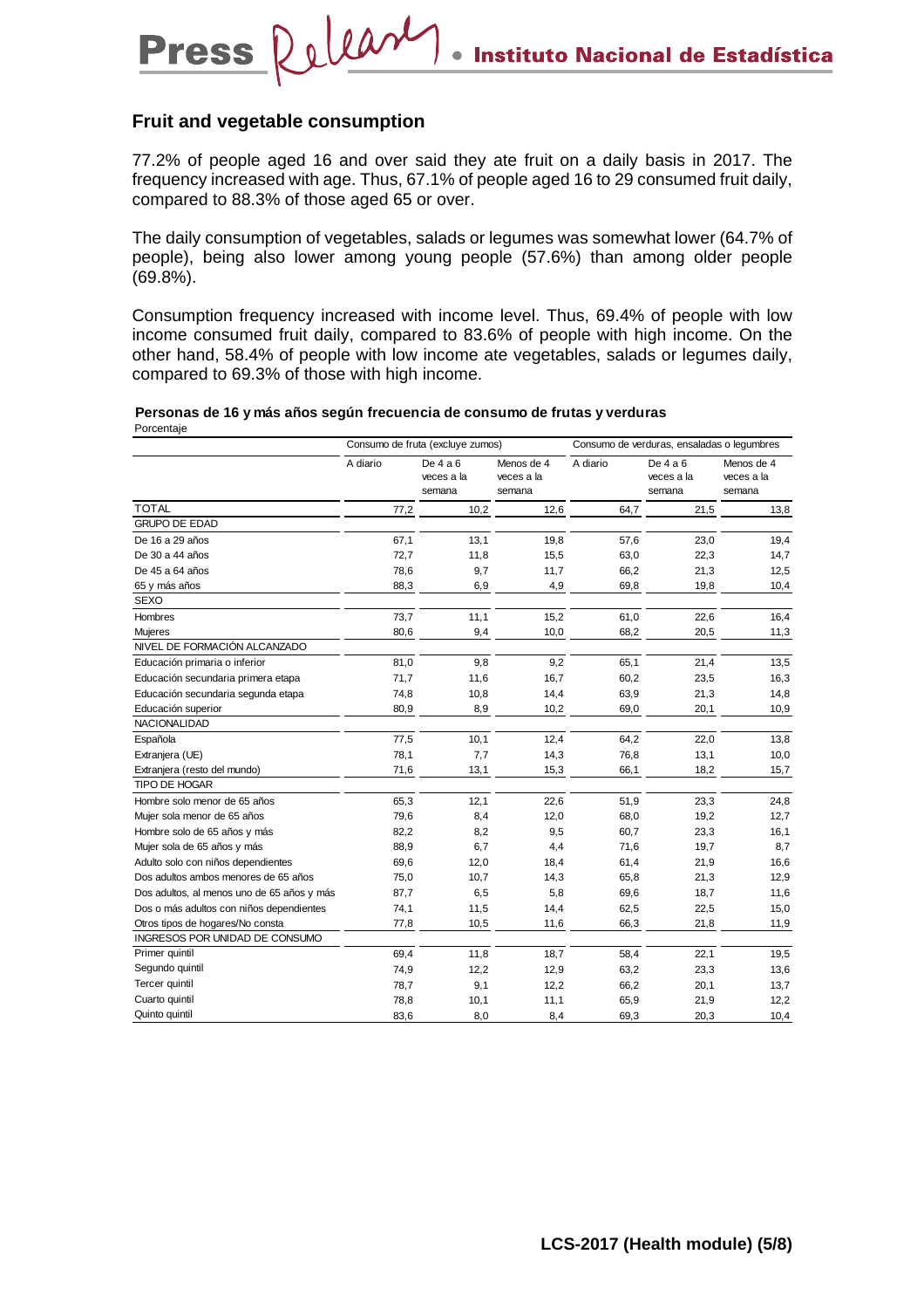## Fruit and vegetable consumption

77.2% of people aged 16 and over said they ate fruit on a daily basis in 2017. The frequency increased with age. Thus, 67.1% of people aged 16 to 29 consumed fruit daily, compared to 88.3% of those aged 65 or over.

The daily consumption of vegetables, salads or legumes was somewhat lower (64.7% of people), being also lower among young people (57.6%) than among older people (69.8%).

Consumption frequency increased with income level. Thus, 69.4% of people with low income consumed fruit daily, compared to 83.6% of people with high income. On the other hand, 58.4% of people with low income ate vegetables, salads or legumes daily, compared to 69.3% of those with high income.

**Personas de 16 y más años según frecuencia de consumo de frutas y verduras**

Porcentaje

| | Consumo de fruta (excluye zumos) | | | Consumo de verduras, ensaladas o legumbres | | |
|---|---|---|---|---|---|---|
| | A diario | De 4 a 6 veces a la semana | Menos de 4 veces a la semana | A diario | De 4 a 6 veces a la semana | Menos de 4 veces a la semana |
| TOTAL | 77,2 | 10,2 | 12,6 | 64,7 | 21,5 | 13,8 |
| GRUPO DE EDAD | | | | | | |
| De 16 a 29 años | 67,1 | 13,1 | 19,8 | 57,6 | 23,0 | 19,4 |
| De 30 a 44 años | 72,7 | 11,8 | 15,5 | 63,0 | 22,3 | 14,7 |
| De 45 a 64 años | 78,6 | 9,7 | 11,7 | 66,2 | 21,3 | 12,5 |
| 65 y más años | 88,3 | 6,9 | 4,9 | 69,8 | 19,8 | 10,4 |
| SEXO | | | | | | |
| Hombres | 73,7 | 11,1 | 15,2 | 61,0 | 22,6 | 16,4 |
| Mujeres | 80,6 | 9,4 | 10,0 | 68,2 | 20,5 | 11,3 |
| NIVEL DE FORMACIÓN ALCANZADO | | | | | | |
| Educación primaria o inferior | 81,0 | 9,8 | 9,2 | 65,1 | 21,4 | 13,5 |
| Educación secundaria primera etapa | 71,7 | 11,6 | 16,7 | 60,2 | 23,5 | 16,3 |
| Educación secundaria segunda etapa | 74,8 | 10,8 | 14,4 | 63,9 | 21,3 | 14,8 |
| Educación superior | 80,9 | 8,9 | 10,2 | 69,0 | 20,1 | 10,9 |
| NACIONALIDAD | | | | | | |
| Española | 77,5 | 10,1 | 12,4 | 64,2 | 22,0 | 13,8 |
| Extranjera (UE) | 78,1 | 7,7 | 14,3 | 76,8 | 13,1 | 10,0 |
| Extranjera (resto del mundo) | 71,6 | 13,1 | 15,3 | 66,1 | 18,2 | 15,7 |
| TIPO DE HOGAR | | | | | | |
| Hombre solo menor de 65 años | 65,3 | 12,1 | 22,6 | 51,9 | 23,3 | 24,8 |
| Mujer sola menor de 65 años | 79,6 | 8,4 | 12,0 | 68,0 | 19,2 | 12,7 |
| Hombre solo de 65 años y más | 82,2 | 8,2 | 9,5 | 60,7 | 23,3 | 16,1 |
| Mujer sola de 65 años y más | 88,9 | 6,7 | 4,4 | 71,6 | 19,7 | 8,7 |
| Adulto solo con niños dependientes | 69,6 | 12,0 | 18,4 | 61,4 | 21,9 | 16,6 |
| Dos adultos ambos menores de 65 años | 75,0 | 10,7 | 14,3 | 65,8 | 21,3 | 12,9 |
| Dos adultos, al menos uno de 65 años y más | 87,7 | 6,5 | 5,8 | 69,6 | 18,7 | 11,6 |
| Dos o más adultos con niños dependientes | 74,1 | 11,5 | 14,4 | 62,5 | 22,5 | 15,0 |
| Otros tipos de hogares/No consta | 77,8 | 10,5 | 11,6 | 66,3 | 21,8 | 11,9 |
| INGRESOS POR UNIDAD DE CONSUMO | | | | | | |
| Primer quintil | 69,4 | 11,8 | 18,7 | 58,4 | 22,1 | 19,5 |
| Segundo quintil | 74,9 | 12,2 | 12,9 | 63,2 | 23,3 | 13,6 |
| Tercer quintil | 78,7 | 9,1 | 12,2 | 66,2 | 20,1 | 13,7 |
| Cuarto quintil | 78,8 | 10,1 | 11,1 | 65,9 | 21,9 | 12,2 |
| Quinto quintil | 83,6 | 8,0 | 8,4 | 69,3 | 20,3 | 10,4 |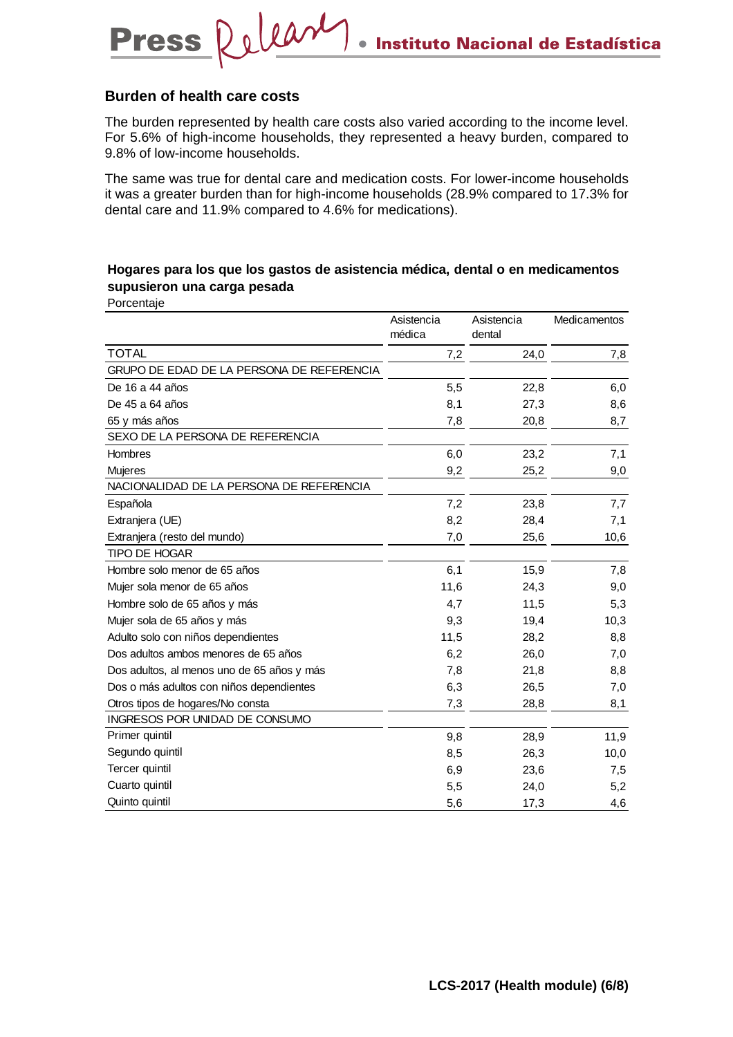## Burden of health care costs

The burden represented by health care costs also varied according to the income level. For 5.6% of high-income households, they represented a heavy burden, compared to 9.8% of low-income households.

The same was true for dental care and medication costs. For lower-income households it was a greater burden than for high-income households (28.9% compared to 17.3% for dental care and 11.9% compared to 4.6% for medications).

**Hogares para los que los gastos de asistencia médica, dental o en medicamentos supusieron una carga pesada**

Porcentaje

| | Asistencia médica | Asistencia dental | Medicamentos |
|---|---|---|---|
| TOTAL | 7,2 | 24,0 | 7,8 |
| GRUPO DE EDAD DE LA PERSONA DE REFERENCIA | | | |
| De 16 a 44 años | 5,5 | 22,8 | 6,0 |
| De 45 a 64 años | 8,1 | 27,3 | 8,6 |
| 65 y más años | 7,8 | 20,8 | 8,7 |
| SEXO DE LA PERSONA DE REFERENCIA | | | |
| Hombres | 6,0 | 23,2 | 7,1 |
| Mujeres | 9,2 | 25,2 | 9,0 |
| NACIONALIDAD DE LA PERSONA DE REFERENCIA | | | |
| Española | 7,2 | 23,8 | 7,7 |
| Extranjera (UE) | 8,2 | 28,4 | 7,1 |
| Extranjera (resto del mundo) | 7,0 | 25,6 | 10,6 |
| TIPO DE HOGAR | | | |
| Hombre solo menor de 65 años | 6,1 | 15,9 | 7,8 |
| Mujer sola menor de 65 años | 11,6 | 24,3 | 9,0 |
| Hombre solo de 65 años y más | 4,7 | 11,5 | 5,3 |
| Mujer sola de 65 años y más | 9,3 | 19,4 | 10,3 |
| Adulto solo con niños dependientes | 11,5 | 28,2 | 8,8 |
| Dos adultos ambos menores de 65 años | 6,2 | 26,0 | 7,0 |
| Dos adultos, al menos uno de 65 años y más | 7,8 | 21,8 | 8,8 |
| Dos o más adultos con niños dependientes | 6,3 | 26,5 | 7,0 |
| Otros tipos de hogares/No consta | 7,3 | 28,8 | 8,1 |
| INGRESOS POR UNIDAD DE CONSUMO | | | |
| Primer quintil | 9,8 | 28,9 | 11,9 |
| Segundo quintil | 8,5 | 26,3 | 10,0 |
| Tercer quintil | 6,9 | 23,6 | 7,5 |
| Cuarto quintil | 5,5 | 24,0 | 5,2 |
| Quinto quintil | 5,6 | 17,3 | 4,6 |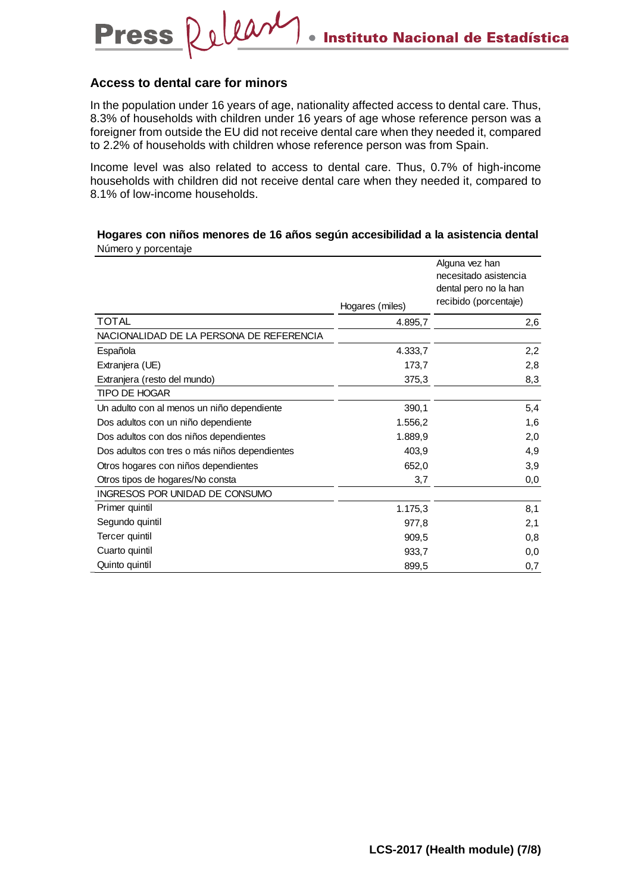## Access to dental care for minors

In the population under 16 years of age, nationality affected access to dental care. Thus, 8.3% of households with children under 16 years of age whose reference person was a foreigner from outside the EU did not receive dental care when they needed it, compared to 2.2% of households with children whose reference person was from Spain.

Income level was also related to access to dental care. Thus, 0.7% of high-income households with children did not receive dental care when they needed it, compared to 8.1% of low-income households.

**Hogares con niños menores de 16 años según accesibilidad a la asistencia dental**
Número y porcentaje

| | Hogares (miles) | Alguna vez han necesitado asistencia dental pero no la han recibido (porcentaje) |
|---|---|---|
| TOTAL | 4.895,7 | 2,6 |
| NACIONALIDAD DE LA PERSONA DE REFERENCIA | | |
| Española | 4.333,7 | 2,2 |
| Extranjera (UE) | 173,7 | 2,8 |
| Extranjera (resto del mundo) | 375,3 | 8,3 |
| TIPO DE HOGAR | | |
| Un adulto con al menos un niño dependiente | 390,1 | 5,4 |
| Dos adultos con un niño dependiente | 1.556,2 | 1,6 |
| Dos adultos con dos niños dependientes | 1.889,9 | 2,0 |
| Dos adultos con tres o más niños dependientes | 403,9 | 4,9 |
| Otros hogares con niños dependientes | 652,0 | 3,9 |
| Otros tipos de hogares/No consta | 3,7 | 0,0 |
| INGRESOS POR UNIDAD DE CONSUMO | | |
| Primer quintil | 1.175,3 | 8,1 |
| Segundo quintil | 977,8 | 2,1 |
| Tercer quintil | 909,5 | 0,8 |
| Cuarto quintil | 933,7 | 0,0 |
| Quinto quintil | 899,5 | 0,7 |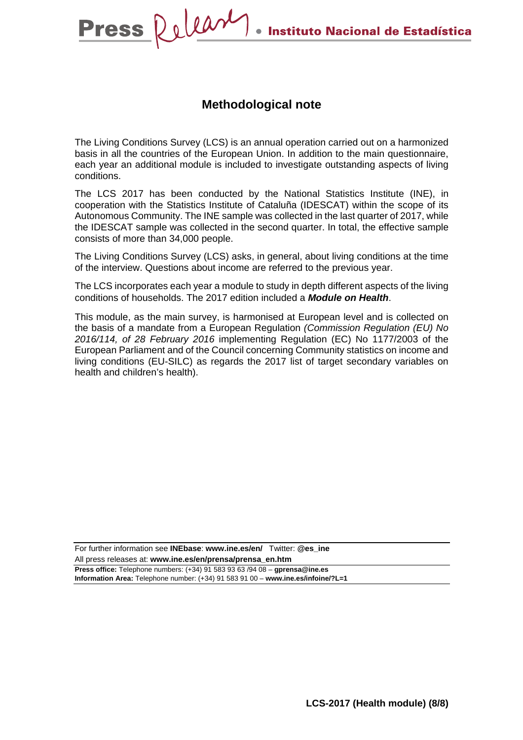## Methodological note

The Living Conditions Survey (LCS) is an annual operation carried out on a harmonized basis in all the countries of the European Union. In addition to the main questionnaire, each year an additional module is included to investigate outstanding aspects of living conditions.

The LCS 2017 has been conducted by the National Statistics Institute (INE), in cooperation with the Statistics Institute of Cataluña (IDESCAT) within the scope of its Autonomous Community. The INE sample was collected in the last quarter of 2017, while the IDESCAT sample was collected in the second quarter. In total, the effective sample consists of more than 34,000 people.

The Living Conditions Survey (LCS) asks, in general, about living conditions at the time of the interview. Questions about income are referred to the previous year.

The LCS incorporates each year a module to study in depth different aspects of the living conditions of households. The 2017 edition included a ***Module on Health***.

This module, as the main survey, is harmonised at European level and is collected on the basis of a mandate from a European Regulation *(Commission Regulation (EU) No 2016/114, of 28 February 2016* implementing Regulation (EC) No 1177/2003 of the European Parliament and of the Council concerning Community statistics on income and living conditions (EU-SILC) as regards the 2017 list of target secondary variables on health and children's health).

For further information see **INEbase**: **www.ine.es/en/** Twitter: **@es_ine**
All press releases at: **www.ine.es/en/prensa/prensa_en.htm**
**Press office:** Telephone numbers: (+34) 91 583 93 63 /94 08 – **gprensa@ine.es**
**Information Area:** Telephone number: (+34) 91 583 91 00 – **www.ine.es/infoine/?L=1**